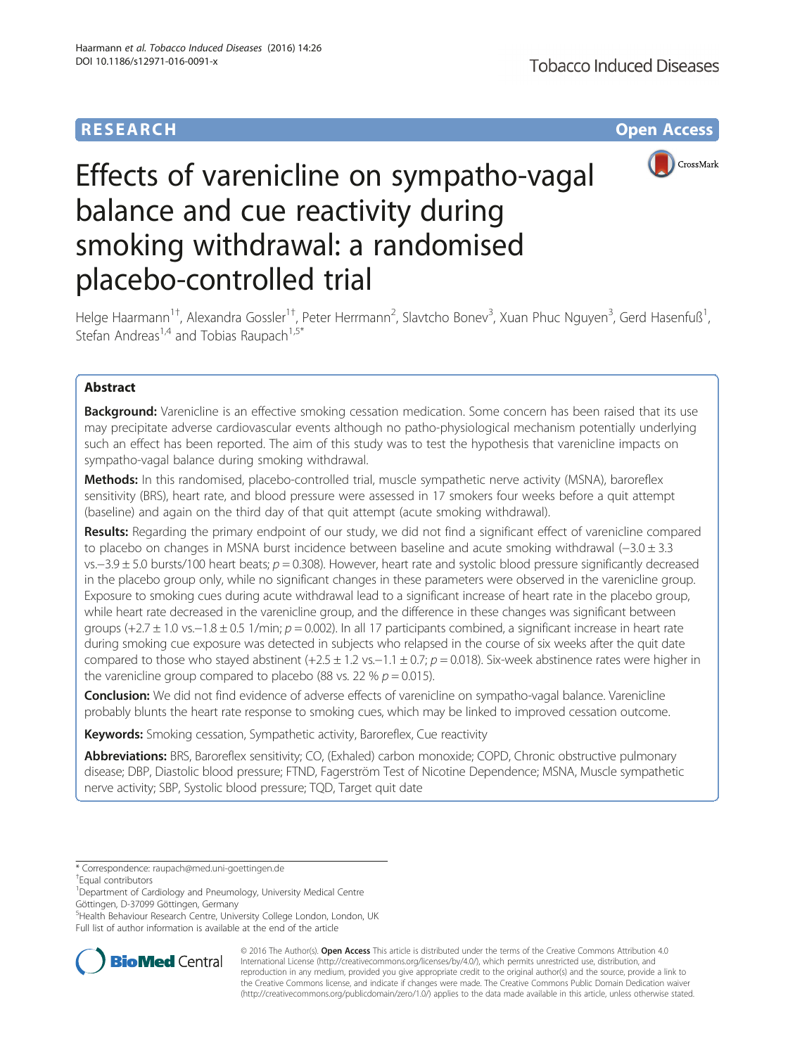RESEARCH Open Access

# Effects of varenicline on sympatho-vagal balance and cue reactivity during smoking withdrawal: a randomised placebo-controlled trial

Helge Haarmann[1†], Alexandra Gossler[1†], Peter Herrmann[2], Slavtcho Bonev[3], Xuan Phuc Nguyen[3], Gerd Hasenfuß[1], Stefan Andreas[1,4] and Tobias Raupach[1,5*]

## Abstract

**Background:** Varenicline is an effective smoking cessation medication. Some concern has been raised that its use may precipitate adverse cardiovascular events although no patho-physiological mechanism potentially underlying such an effect has been reported. The aim of this study was to test the hypothesis that varenicline impacts on sympatho-vagal balance during smoking withdrawal.

**Methods:** In this randomised, placebo-controlled trial, muscle sympathetic nerve activity (MSNA), baroreflex sensitivity (BRS), heart rate, and blood pressure were assessed in 17 smokers four weeks before a quit attempt (baseline) and again on the third day of that quit attempt (acute smoking withdrawal).

**Results:** Regarding the primary endpoint of our study, we did not find a significant effect of varenicline compared to placebo on changes in MSNA burst incidence between baseline and acute smoking withdrawal (−3.0 ± 3.3 vs.−3.9 ± 5.0 bursts/100 heart beats; $p = 0.308$). However, heart rate and systolic blood pressure significantly decreased in the placebo group only, while no significant changes in these parameters were observed in the varenicline group. Exposure to smoking cues during acute withdrawal lead to a significant increase of heart rate in the placebo group, while heart rate decreased in the varenicline group, and the difference in these changes was significant between groups (+2.7 ± 1.0 vs.−1.8 ± 0.5 1/min; $p = 0.002$). In all 17 participants combined, a significant increase in heart rate during smoking cue exposure was detected in subjects who relapsed in the course of six weeks after the quit date compared to those who stayed abstinent (+2.5 ± 1.2 vs.−1.1 ± 0.7; $p = 0.018$). Six-week abstinence rates were higher in the varenicline group compared to placebo (88 vs. 22 % $p = 0.015$).

**Conclusion:** We did not find evidence of adverse effects of varenicline on sympatho-vagal balance. Varenicline probably blunts the heart rate response to smoking cues, which may be linked to improved cessation outcome.

**Keywords:** Smoking cessation, Sympathetic activity, Baroreflex, Cue reactivity

**Abbreviations:** BRS, Baroreflex sensitivity; CO, (Exhaled) carbon monoxide; COPD, Chronic obstructive pulmonary disease; DBP, Diastolic blood pressure; FTND, Fagerström Test of Nicotine Dependence; MSNA, Muscle sympathetic nerve activity; SBP, Systolic blood pressure; TQD, Target quit date

---

\* Correspondence: raupach@med.uni-goettingen.de

†Equal contributors

[1]Department of Cardiology and Pneumology, University Medical Centre Göttingen, D-37099 Göttingen, Germany

[5]Health Behaviour Research Centre, University College London, London, UK

Full list of author information is available at the end of the article

© 2016 The Author(s). **Open Access** This article is distributed under the terms of the Creative Commons Attribution 4.0 International License (http://creativecommons.org/licenses/by/4.0/), which permits unrestricted use, distribution, and reproduction in any medium, provided you give appropriate credit to the original author(s) and the source, provide a link to the Creative Commons license, and indicate if changes were made. The Creative Commons Public Domain Dedication waiver (http://creativecommons.org/publicdomain/zero/1.0/) applies to the data made available in this article, unless otherwise stated.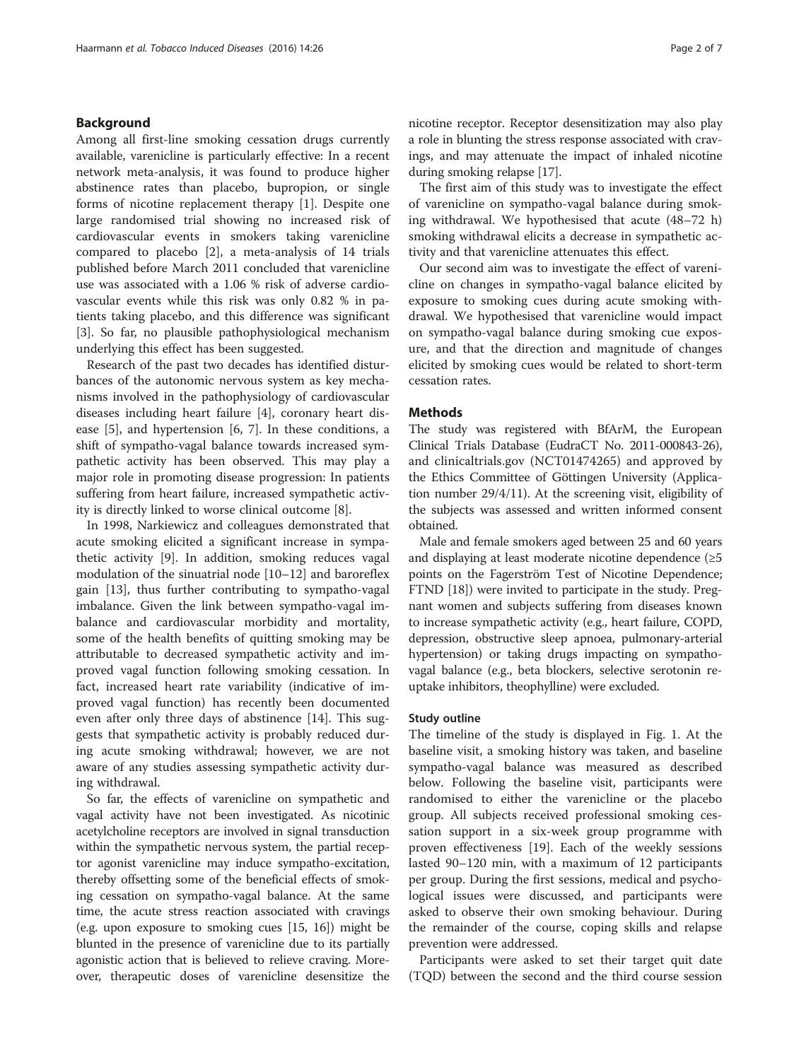## Background

Among all first-line smoking cessation drugs currently available, varenicline is particularly effective: In a recent network meta-analysis, it was found to produce higher abstinence rates than placebo, bupropion, or single forms of nicotine replacement therapy [1]. Despite one large randomised trial showing no increased risk of cardiovascular events in smokers taking varenicline compared to placebo [2], a meta-analysis of 14 trials published before March 2011 concluded that varenicline use was associated with a 1.06 % risk of adverse cardiovascular events while this risk was only 0.82 % in patients taking placebo, and this difference was significant [3]. So far, no plausible pathophysiological mechanism underlying this effect has been suggested.

Research of the past two decades has identified disturbances of the autonomic nervous system as key mechanisms involved in the pathophysiology of cardiovascular diseases including heart failure [4], coronary heart disease [5], and hypertension [6, 7]. In these conditions, a shift of sympatho-vagal balance towards increased sympathetic activity has been observed. This may play a major role in promoting disease progression: In patients suffering from heart failure, increased sympathetic activity is directly linked to worse clinical outcome [8].

In 1998, Narkiewicz and colleagues demonstrated that acute smoking elicited a significant increase in sympathetic activity [9]. In addition, smoking reduces vagal modulation of the sinuatrial node [10–12] and baroreflex gain [13], thus further contributing to sympatho-vagal imbalance. Given the link between sympatho-vagal imbalance and cardiovascular morbidity and mortality, some of the health benefits of quitting smoking may be attributable to decreased sympathetic activity and improved vagal function following smoking cessation. In fact, increased heart rate variability (indicative of improved vagal function) has recently been documented even after only three days of abstinence [14]. This suggests that sympathetic activity is probably reduced during acute smoking withdrawal; however, we are not aware of any studies assessing sympathetic activity during withdrawal.

So far, the effects of varenicline on sympathetic and vagal activity have not been investigated. As nicotinic acetylcholine receptors are involved in signal transduction within the sympathetic nervous system, the partial receptor agonist varenicline may induce sympatho-excitation, thereby offsetting some of the beneficial effects of smoking cessation on sympatho-vagal balance. At the same time, the acute stress reaction associated with cravings (e.g. upon exposure to smoking cues [15, 16]) might be blunted in the presence of varenicline due to its partially agonistic action that is believed to relieve craving. Moreover, therapeutic doses of varenicline desensitize the nicotine receptor. Receptor desensitization may also play a role in blunting the stress response associated with cravings, and may attenuate the impact of inhaled nicotine during smoking relapse [17].

The first aim of this study was to investigate the effect of varenicline on sympatho-vagal balance during smoking withdrawal. We hypothesised that acute (48–72 h) smoking withdrawal elicits a decrease in sympathetic activity and that varenicline attenuates this effect.

Our second aim was to investigate the effect of varenicline on changes in sympatho-vagal balance elicited by exposure to smoking cues during acute smoking withdrawal. We hypothesised that varenicline would impact on sympatho-vagal balance during smoking cue exposure, and that the direction and magnitude of changes elicited by smoking cues would be related to short-term cessation rates.

## Methods

The study was registered with BfArM, the European Clinical Trials Database (EudraCT No. 2011-000843-26), and clinicaltrials.gov (NCT01474265) and approved by the Ethics Committee of Göttingen University (Application number 29/4/11). At the screening visit, eligibility of the subjects was assessed and written informed consent obtained.

Male and female smokers aged between 25 and 60 years and displaying at least moderate nicotine dependence (≥5 points on the Fagerström Test of Nicotine Dependence; FTND [18]) were invited to participate in the study. Pregnant women and subjects suffering from diseases known to increase sympathetic activity (e.g., heart failure, COPD, depression, obstructive sleep apnoea, pulmonary-arterial hypertension) or taking drugs impacting on sympatho-vagal balance (e.g., beta blockers, selective serotonin reuptake inhibitors, theophylline) were excluded.

### Study outline

The timeline of the study is displayed in Fig. 1. At the baseline visit, a smoking history was taken, and baseline sympatho-vagal balance was measured as described below. Following the baseline visit, participants were randomised to either the varenicline or the placebo group. All subjects received professional smoking cessation support in a six-week group programme with proven effectiveness [19]. Each of the weekly sessions lasted 90–120 min, with a maximum of 12 participants per group. During the first sessions, medical and psychological issues were discussed, and participants were asked to observe their own smoking behaviour. During the remainder of the course, coping skills and relapse prevention were addressed.

Participants were asked to set their target quit date (TQD) between the second and the third course session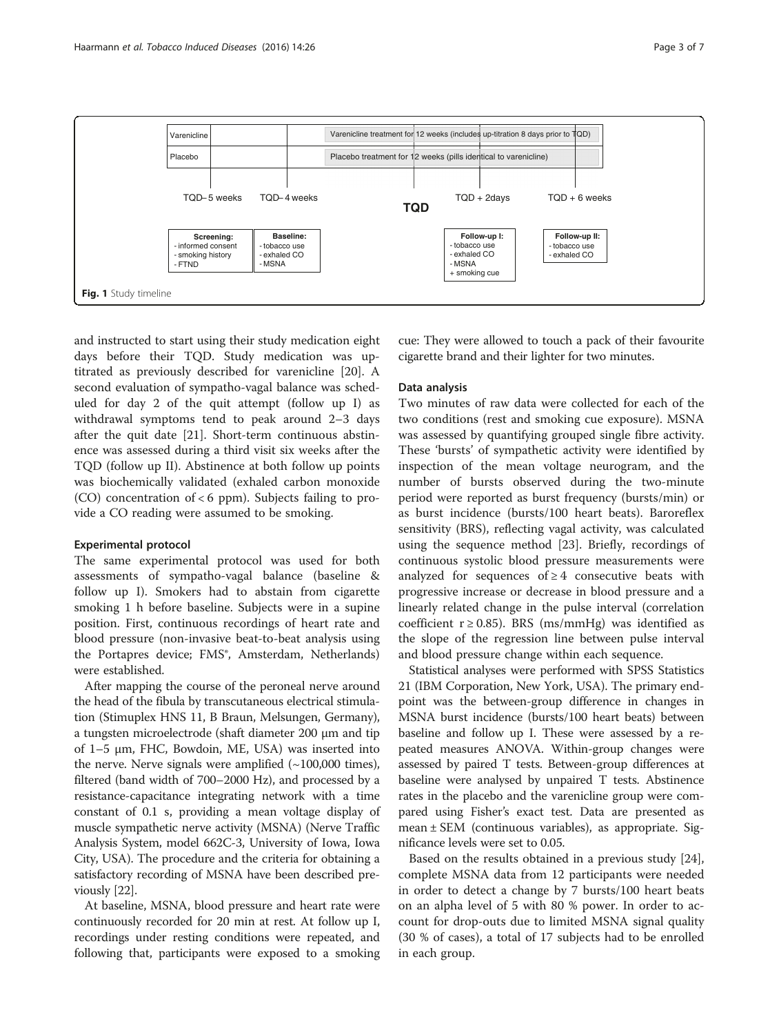Varicline | | Varenicline treatment for 12 weeks (includes up-titration 8 days prior to TQD)
Placebo | | Placebo treatment for 12 weeks (pills identical to varenicline)

TQD– 5 weeks | TQD– 4 weeks | TQD | TQD + 2days | TQD + 6 weeks

**Screening:**
- informed consent
- smoking history
- FTND

**Baseline:**
- tobacco use
- exhaled CO
- MSNA

**Follow-up I:**
- tobacco use
- exhaled CO
- MSNA
+ smoking cue

**Follow-up II:**
- tobacco use
- exhaled CO

**Fig. 1** Study timeline

and instructed to start using their study medication eight days before their TQD. Study medication was up-titrated as previously described for varenicline [20]. A second evaluation of sympatho-vagal balance was scheduled for day 2 of the quit attempt (follow up I) as withdrawal symptoms tend to peak around 2–3 days after the quit date [21]. Short-term continuous abstinence was assessed during a third visit six weeks after the TQD (follow up II). Abstinence at both follow up points was biochemically validated (exhaled carbon monoxide (CO) concentration of < 6 ppm). Subjects failing to provide a CO reading were assumed to be smoking.

### Experimental protocol

The same experimental protocol was used for both assessments of sympatho-vagal balance (baseline & follow up I). Smokers had to abstain from cigarette smoking 1 h before baseline. Subjects were in a supine position. First, continuous recordings of heart rate and blood pressure (non-invasive beat-to-beat analysis using the Portapres device; FMS®, Amsterdam, Netherlands) were established.

After mapping the course of the peroneal nerve around the head of the fibula by transcutaneous electrical stimulation (Stimuplex HNS 11, B Braun, Melsungen, Germany), a tungsten microelectrode (shaft diameter 200 μm and tip of 1–5 μm, FHC, Bowdoin, ME, USA) was inserted into the nerve. Nerve signals were amplified (~100,000 times), filtered (band width of 700–2000 Hz), and processed by a resistance-capacitance integrating network with a time constant of 0.1 s, providing a mean voltage display of muscle sympathetic nerve activity (MSNA) (Nerve Traffic Analysis System, model 662C-3, University of Iowa, Iowa City, USA). The procedure and the criteria for obtaining a satisfactory recording of MSNA have been described previously [22].

At baseline, MSNA, blood pressure and heart rate were continuously recorded for 20 min at rest. At follow up I, recordings under resting conditions were repeated, and following that, participants were exposed to a smoking cue: They were allowed to touch a pack of their favourite cigarette brand and their lighter for two minutes.

### Data analysis

Two minutes of raw data were collected for each of the two conditions (rest and smoking cue exposure). MSNA was assessed by quantifying grouped single fibre activity. These 'bursts' of sympathetic activity were identified by inspection of the mean voltage neurogram, and the number of bursts observed during the two-minute period were reported as burst frequency (bursts/min) or as burst incidence (bursts/100 heart beats). Baroreflex sensitivity (BRS), reflecting vagal activity, was calculated using the sequence method [23]. Briefly, recordings of continuous systolic blood pressure measurements were analyzed for sequences of $\geq 4$ consecutive beats with progressive increase or decrease in blood pressure and a linearly related change in the pulse interval (correlation coefficient $r \geq 0.85$). BRS (ms/mmHg) was identified as the slope of the regression line between pulse interval and blood pressure change within each sequence.

Statistical analyses were performed with SPSS Statistics 21 (IBM Corporation, New York, USA). The primary endpoint was the between-group difference in changes in MSNA burst incidence (bursts/100 heart beats) between baseline and follow up I. These were assessed by a repeated measures ANOVA. Within-group changes were assessed by paired T tests. Between-group differences at baseline were analysed by unpaired T tests. Abstinence rates in the placebo and the varenicline group were compared using Fisher's exact test. Data are presented as mean ± SEM (continuous variables), as appropriate. Significance levels were set to 0.05.

Based on the results obtained in a previous study [24], complete MSNA data from 12 participants were needed in order to detect a change by 7 bursts/100 heart beats on an alpha level of 5 with 80 % power. In order to account for drop-outs due to limited MSNA signal quality (30 % of cases), a total of 17 subjects had to be enrolled in each group.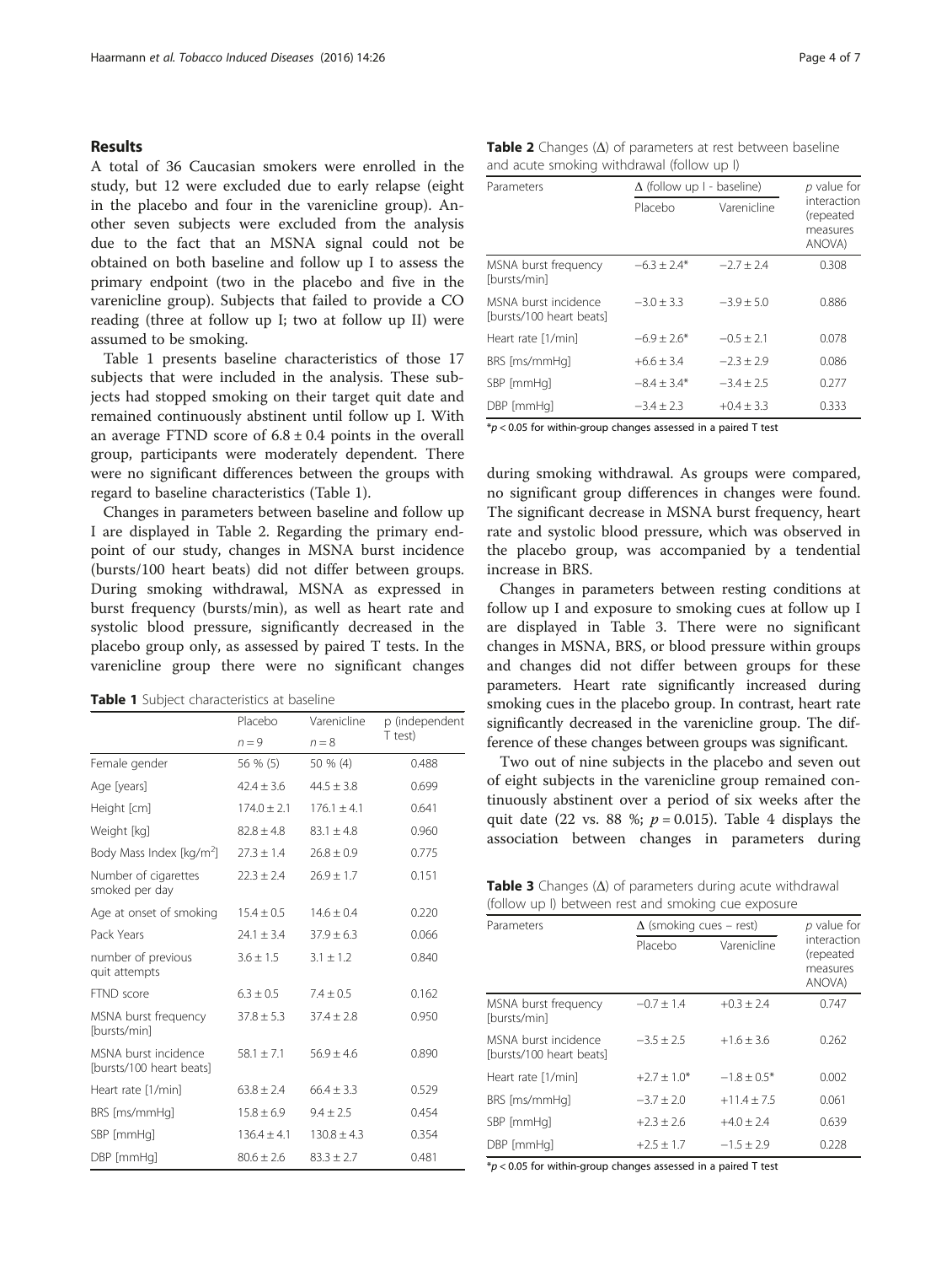## Results

A total of 36 Caucasian smokers were enrolled in the study, but 12 were excluded due to early relapse (eight in the placebo and four in the varenicline group). Another seven subjects were excluded from the analysis due to the fact that an MSNA signal could not be obtained on both baseline and follow up I to assess the primary endpoint (two in the placebo and five in the varenicline group). Subjects that failed to provide a CO reading (three at follow up I; two at follow up II) were assumed to be smoking.

Table 1 presents baseline characteristics of those 17 subjects that were included in the analysis. These subjects had stopped smoking on their target quit date and remained continuously abstinent until follow up I. With an average FTND score of $6.8 \pm 0.4$ points in the overall group, participants were moderately dependent. There were no significant differences between the groups with regard to baseline characteristics (Table 1).

Changes in parameters between baseline and follow up I are displayed in Table 2. Regarding the primary endpoint of our study, changes in MSNA burst incidence (bursts/100 heart beats) did not differ between groups. During smoking withdrawal, MSNA as expressed in burst frequency (bursts/min), as well as heart rate and systolic blood pressure, significantly decreased in the placebo group only, as assessed by paired T tests. In the varenicline group there were no significant changes during smoking withdrawal. As groups were compared, no significant group differences in changes were found. The significant decrease in MSNA burst frequency, heart rate and systolic blood pressure, which was observed in the placebo group, was accompanied by a tendential increase in BRS.

**Table 1** Subject characteristics at baseline

| | Placebo | Varenicline | p (independent T test) |
|---|---|---|---|
| | $n = 9$ | $n = 8$ | |
| Female gender | 56 % (5) | 50 % (4) | 0.488 |
| Age [years] | 42.4 ± 3.6 | 44.5 ± 3.8 | 0.699 |
| Height [cm] | 174.0 ± 2.1 | 176.1 ± 4.1 | 0.641 |
| Weight [kg] | 82.8 ± 4.8 | 83.1 ± 4.8 | 0.960 |
| Body Mass Index [kg/m$^2$] | 27.3 ± 1.4 | 26.8 ± 0.9 | 0.775 |
| Number of cigarettes smoked per day | 22.3 ± 2.4 | 26.9 ± 1.7 | 0.151 |
| Age at onset of smoking | 15.4 ± 0.5 | 14.6 ± 0.4 | 0.220 |
| Pack Years | 24.1 ± 3.4 | 37.9 ± 6.3 | 0.066 |
| number of previous quit attempts | 3.6 ± 1.5 | 3.1 ± 1.2 | 0.840 |
| FTND score | 6.3 ± 0.5 | 7.4 ± 0.5 | 0.162 |
| MSNA burst frequency [bursts/min] | 37.8 ± 5.3 | 37.4 ± 2.8 | 0.950 |
| MSNA burst incidence [bursts/100 heart beats] | 58.1 ± 7.1 | 56.9 ± 4.6 | 0.890 |
| Heart rate [1/min] | 63.8 ± 2.4 | 66.4 ± 3.3 | 0.529 |
| BRS [ms/mmHg] | 15.8 ± 6.9 | 9.4 ± 2.5 | 0.454 |
| SBP [mmHg] | 136.4 ± 4.1 | 130.8 ± 4.3 | 0.354 |
| DBP [mmHg] | 80.6 ± 2.6 | 83.3 ± 2.7 | 0.481 |

**Table 2** Changes (Δ) of parameters at rest between baseline and acute smoking withdrawal (follow up I)

| Parameters | Δ (follow up I - baseline) | | *p* value for interaction (repeated measures ANOVA) |
|---|---|---|---|
| | Placebo | Varenicline | |
| MSNA burst frequency [bursts/min] | −6.3 ± 2.4* | −2.7 ± 2.4 | 0.308 |
| MSNA burst incidence [bursts/100 heart beats] | −3.0 ± 3.3 | −3.9 ± 5.0 | 0.886 |
| Heart rate [1/min] | −6.9 ± 2.6* | −0.5 ± 2.1 | 0.078 |
| BRS [ms/mmHg] | +6.6 ± 3.4 | −2.3 ± 2.9 | 0.086 |
| SBP [mmHg] | −8.4 ± 3.4* | −3.4 ± 2.5 | 0.277 |
| DBP [mmHg] | −3.4 ± 2.3 | +0.4 ± 3.3 | 0.333 |

*$p < 0.05$ for within-group changes assessed in a paired T test

Changes in parameters between resting conditions at follow up I and exposure to smoking cues at follow up I are displayed in Table 3. There were no significant changes in MSNA, BRS, or blood pressure within groups and changes did not differ between groups for these parameters. Heart rate significantly increased during smoking cues in the placebo group. In contrast, heart rate significantly decreased in the varenicline group. The difference of these changes between groups was significant.

Two out of nine subjects in the placebo and seven out of eight subjects in the varenicline group remained continuously abstinent over a period of six weeks after the quit date (22 vs. 88 %; $p = 0.015$). Table 4 displays the association between changes in parameters during

**Table 3** Changes (Δ) of parameters during acute withdrawal (follow up I) between rest and smoking cue exposure

| Parameters | Δ (smoking cues – rest) | | *p* value for interaction (repeated measures ANOVA) |
|---|---|---|---|
| | Placebo | Varenicline | |
| MSNA burst frequency [bursts/min] | −0.7 ± 1.4 | +0.3 ± 2.4 | 0.747 |
| MSNA burst incidence [bursts/100 heart beats] | −3.5 ± 2.5 | +1.6 ± 3.6 | 0.262 |
| Heart rate [1/min] | +2.7 ± 1.0* | −1.8 ± 0.5* | 0.002 |
| BRS [ms/mmHg] | −3.7 ± 2.0 | +11.4 ± 7.5 | 0.061 |
| SBP [mmHg] | +2.3 ± 2.6 | +4.0 ± 2.4 | 0.639 |
| DBP [mmHg] | +2.5 ± 1.7 | −1.5 ± 2.9 | 0.228 |

*$p < 0.05$ for within-group changes assessed in a paired T test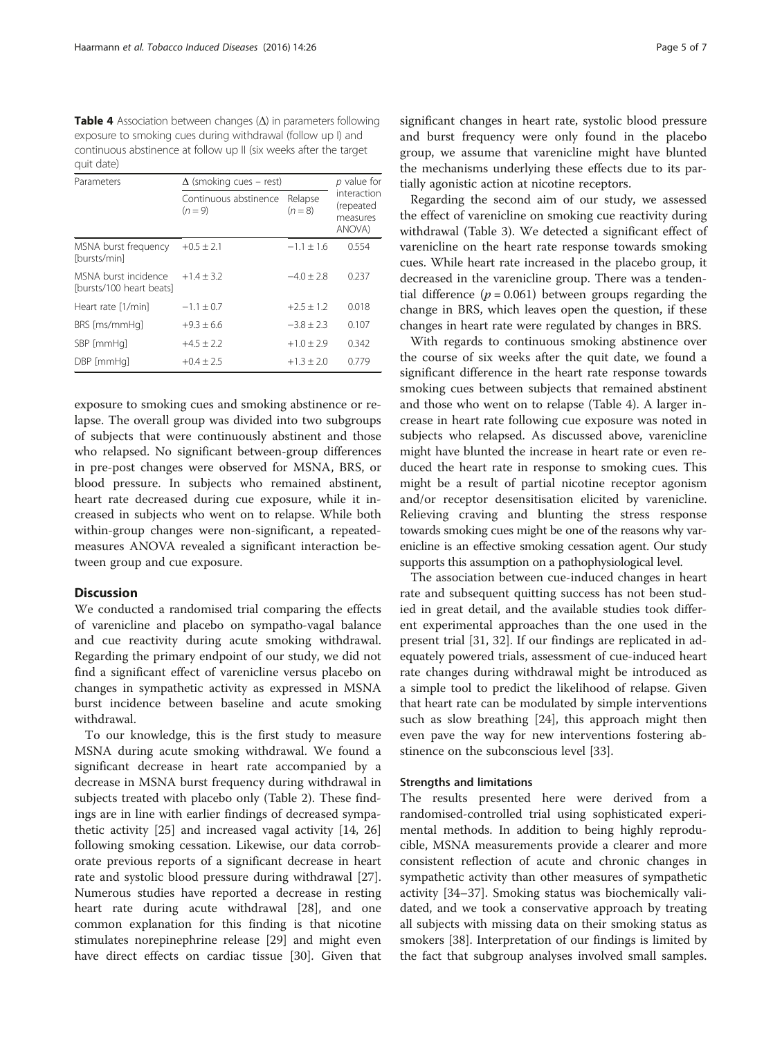**Table 4** Association between changes (Δ) in parameters following exposure to smoking cues during withdrawal (follow up I) and continuous abstinence at follow up II (six weeks after the target quit date)

| Parameters | Δ (smoking cues – rest) | | p value for interaction (repeated measures ANOVA) |
|---|---|---|---|
| | Continuous abstinence ($n = 9$) | Relapse ($n = 8$) | |
| MSNA burst frequency [bursts/min] | +0.5 ± 2.1 | −1.1 ± 1.6 | 0.554 |
| MSNA burst incidence [bursts/100 heart beats] | +1.4 ± 3.2 | −4.0 ± 2.8 | 0.237 |
| Heart rate [1/min] | −1.1 ± 0.7 | +2.5 ± 1.2 | 0.018 |
| BRS [ms/mmHg] | +9.3 ± 6.6 | −3.8 ± 2.3 | 0.107 |
| SBP [mmHg] | +4.5 ± 2.2 | +1.0 ± 2.9 | 0.342 |
| DBP [mmHg] | +0.4 ± 2.5 | +1.3 ± 2.0 | 0.779 |

exposure to smoking cues and smoking abstinence or relapse. The overall group was divided into two subgroups of subjects that were continuously abstinent and those who relapsed. No significant between-group differences in pre-post changes were observed for MSNA, BRS, or blood pressure. In subjects who remained abstinent, heart rate decreased during cue exposure, while it increased in subjects who went on to relapse. While both within-group changes were non-significant, a repeated-measures ANOVA revealed a significant interaction between group and cue exposure.

## Discussion

We conducted a randomised trial comparing the effects of varenicline and placebo on sympatho-vagal balance and cue reactivity during acute smoking withdrawal. Regarding the primary endpoint of our study, we did not find a significant effect of varenicline versus placebo on changes in sympathetic activity as expressed in MSNA burst incidence between baseline and acute smoking withdrawal.

To our knowledge, this is the first study to measure MSNA during acute smoking withdrawal. We found a significant decrease in heart rate accompanied by a decrease in MSNA burst frequency during withdrawal in subjects treated with placebo only (Table 2). These findings are in line with earlier findings of decreased sympathetic activity [25] and increased vagal activity [14, 26] following smoking cessation. Likewise, our data corroborate previous reports of a significant decrease in heart rate and systolic blood pressure during withdrawal [27]. Numerous studies have reported a decrease in resting heart rate during acute withdrawal [28], and one common explanation for this finding is that nicotine stimulates norepinephrine release [29] and might even have direct effects on cardiac tissue [30]. Given that significant changes in heart rate, systolic blood pressure and burst frequency were only found in the placebo group, we assume that varenicline might have blunted the mechanisms underlying these effects due to its partially agonistic action at nicotine receptors.

Regarding the second aim of our study, we assessed the effect of varenicline on smoking cue reactivity during withdrawal (Table 3). We detected a significant effect of varenicline on the heart rate response towards smoking cues. While heart rate increased in the placebo group, it decreased in the varenicline group. There was a tendential difference ($p = 0.061$) between groups regarding the change in BRS, which leaves open the question, if these changes in heart rate were regulated by changes in BRS.

With regards to continuous smoking abstinence over the course of six weeks after the quit date, we found a significant difference in the heart rate response towards smoking cues between subjects that remained abstinent and those who went on to relapse (Table 4). A larger increase in heart rate following cue exposure was noted in subjects who relapsed. As discussed above, varenicline might have blunted the increase in heart rate or even reduced the heart rate in response to smoking cues. This might be a result of partial nicotine receptor agonism and/or receptor desensitisation elicited by varenicline. Relieving craving and blunting the stress response towards smoking cues might be one of the reasons why varenicline is an effective smoking cessation agent. Our study supports this assumption on a pathophysiological level.

The association between cue-induced changes in heart rate and subsequent quitting success has not been studied in great detail, and the available studies took different experimental approaches than the one used in the present trial [31, 32]. If our findings are replicated in adequately powered trials, assessment of cue-induced heart rate changes during withdrawal might be introduced as a simple tool to predict the likelihood of relapse. Given that heart rate can be modulated by simple interventions such as slow breathing [24], this approach might then even pave the way for new interventions fostering abstinence on the subconscious level [33].

### Strengths and limitations

The results presented here were derived from a randomised-controlled trial using sophisticated experimental methods. In addition to being highly reproducible, MSNA measurements provide a clearer and more consistent reflection of acute and chronic changes in sympathetic activity than other measures of sympathetic activity [34–37]. Smoking status was biochemically validated, and we took a conservative approach by treating all subjects with missing data on their smoking status as smokers [38]. Interpretation of our findings is limited by the fact that subgroup analyses involved small samples.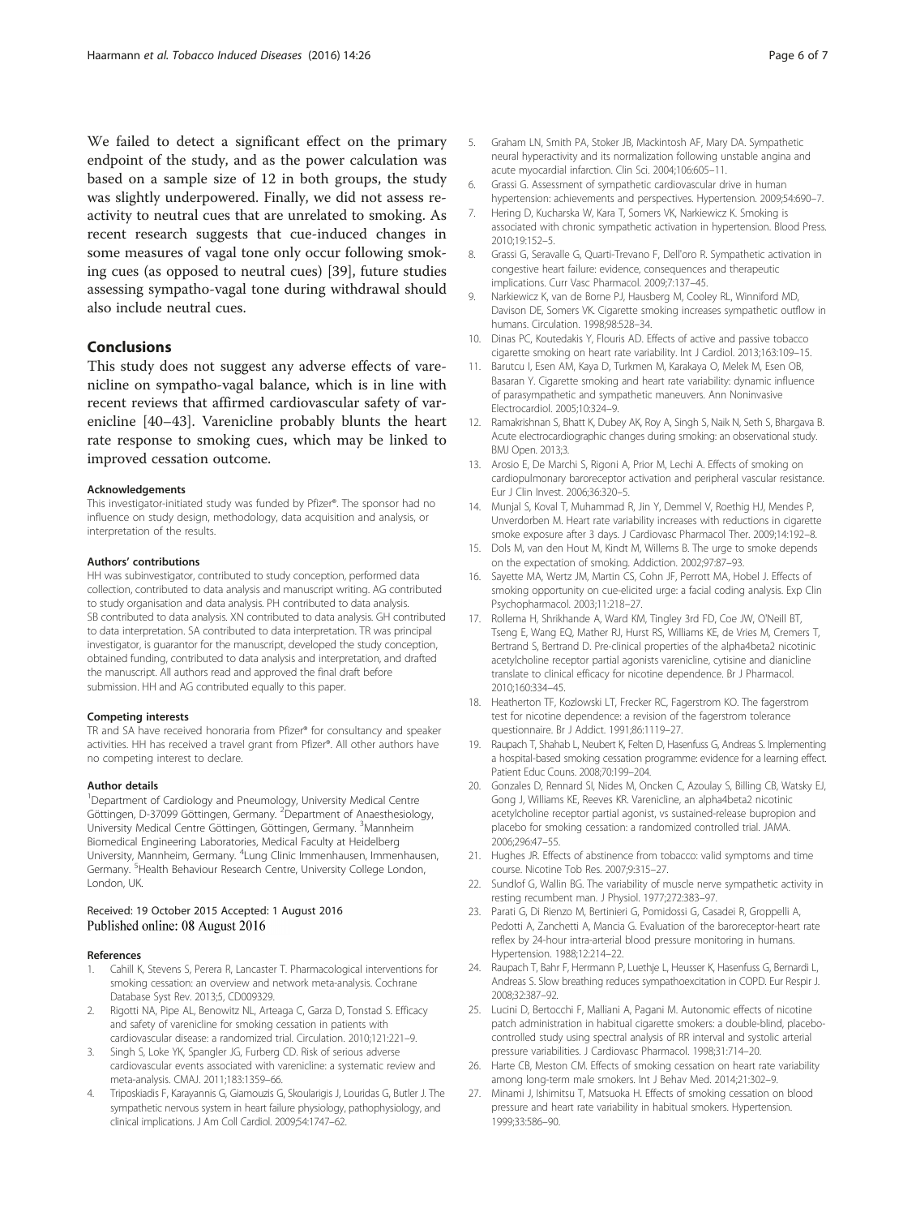We failed to detect a significant effect on the primary endpoint of the study, and as the power calculation was based on a sample size of 12 in both groups, the study was slightly underpowered. Finally, we did not assess reactivity to neutral cues that are unrelated to smoking. As recent research suggests that cue-induced changes in some measures of vagal tone only occur following smoking cues (as opposed to neutral cues) [39], future studies assessing sympatho-vagal tone during withdrawal should also include neutral cues.

## Conclusions

This study does not suggest any adverse effects of varenicline on sympatho-vagal balance, which is in line with recent reviews that affirmed cardiovascular safety of varenicline [40–43]. Varenicline probably blunts the heart rate response to smoking cues, which may be linked to improved cessation outcome.

#### Acknowledgements

This investigator-initiated study was funded by Pfizer®. The sponsor had no influence on study design, methodology, data acquisition and analysis, or interpretation of the results.

#### Authors' contributions

HH was subinvestigator, contributed to study conception, performed data collection, contributed to data analysis and manuscript writing. AG contributed to study organisation and data analysis. PH contributed to data analysis. SB contributed to data analysis. XN contributed to data analysis. GH contributed to data interpretation. SA contributed to data interpretation. TR was principal investigator, is guarantor for the manuscript, developed the study conception, obtained funding, contributed to data analysis and interpretation, and drafted the manuscript. All authors read and approved the final draft before submission. HH and AG contributed equally to this paper.

#### Competing interests

TR and SA have received honoraria from Pfizer® for consultancy and speaker activities. HH has received a travel grant from Pfizer®. All other authors have no competing interest to declare.

#### Author details

[1]Department of Cardiology and Pneumology, University Medical Centre Göttingen, D-37099 Göttingen, Germany. [2]Department of Anaesthesiology, University Medical Centre Göttingen, Göttingen, Germany. [3]Mannheim Biomedical Engineering Laboratories, Medical Faculty at Heidelberg University, Mannheim, Germany. [4]Lung Clinic Immenhausen, Immenhausen, Germany. [5]Health Behaviour Research Centre, University College London, London, UK.

Received: 19 October 2015 Accepted: 1 August 2016
Published online: 08 August 2016

#### References

1. Cahill K, Stevens S, Perera R, Lancaster T. Pharmacological interventions for smoking cessation: an overview and network meta-analysis. Cochrane Database Syst Rev. 2013;5, CD009329.
2. Rigotti NA, Pipe AL, Benowitz NL, Arteaga C, Garza D, Tonstad S. Efficacy and safety of varenicline for smoking cessation in patients with cardiovascular disease: a randomized trial. Circulation. 2010;121:221–9.
3. Singh S, Loke YK, Spangler JG, Furberg CD. Risk of serious adverse cardiovascular events associated with varenicline: a systematic review and meta-analysis. CMAJ. 2011;183:1359–66.
4. Triposkiadis F, Karayannis G, Giamouzis G, Skoularigis J, Louridas G, Butler J. The sympathetic nervous system in heart failure physiology, pathophysiology, and clinical implications. J Am Coll Cardiol. 2009;54:1747–62.
5. Graham LN, Smith PA, Stoker JB, Mackintosh AF, Mary DA. Sympathetic neural hyperactivity and its normalization following unstable angina and acute myocardial infarction. Clin Sci. 2004;106:605–11.
6. Grassi G. Assessment of sympathetic cardiovascular drive in human hypertension: achievements and perspectives. Hypertension. 2009;54:690–7.
7. Hering D, Kucharska W, Kara T, Somers VK, Narkiewicz K. Smoking is associated with chronic sympathetic activation in hypertension. Blood Press. 2010;19:152–5.
8. Grassi G, Seravalle G, Quarti-Trevano F, Dell'oro R. Sympathetic activation in congestive heart failure: evidence, consequences and therapeutic implications. Curr Vasc Pharmacol. 2009;7:137–45.
9. Narkiewicz K, van de Borne PJ, Hausberg M, Cooley RL, Winniford MD, Davison DE, Somers VK. Cigarette smoking increases sympathetic outflow in humans. Circulation. 1998;98:528–34.
10. Dinas PC, Koutedakis Y, Flouris AD. Effects of active and passive tobacco cigarette smoking on heart rate variability. Int J Cardiol. 2013;163:109–15.
11. Barutcu I, Esen AM, Kaya D, Turkmen M, Karakaya O, Melek M, Esen OB, Basaran Y. Cigarette smoking and heart rate variability: dynamic influence of parasympathetic and sympathetic maneuvers. Ann Noninvasive Electrocardiol. 2005;10:324–9.
12. Ramakrishnan S, Bhatt K, Dubey AK, Roy A, Singh S, Naik N, Seth S, Bhargava B. Acute electrocardiographic changes during smoking: an observational study. BMJ Open. 2013;3.
13. Arosio E, De Marchi S, Rigoni A, Prior M, Lechi A. Effects of smoking on cardiopulmonary baroreceptor activation and peripheral vascular resistance. Eur J Clin Invest. 2006;36:320–5.
14. Munjal S, Koval T, Muhammad R, Jin Y, Demmel V, Roethig HJ, Mendes P, Unverdorben M. Heart rate variability increases with reductions in cigarette smoke exposure after 3 days. J Cardiovasc Pharmacol Ther. 2009;14:192–8.
15. Dols M, van den Hout M, Kindt M, Willems B. The urge to smoke depends on the expectation of smoking. Addiction. 2002;97:87–93.
16. Sayette MA, Wertz JM, Martin CS, Cohn JF, Perrott MA, Hobel J. Effects of smoking opportunity on cue-elicited urge: a facial coding analysis. Exp Clin Psychopharmacol. 2003;11:218–27.
17. Rollema H, Shrikhande A, Ward KM, Tingley 3rd FD, Coe JW, O'Neill BT, Tseng E, Wang EQ, Mather RJ, Hurst RS, Williams KE, de Vries M, Cremers T, Bertrand S, Bertrand D. Pre-clinical properties of the alpha4beta2 nicotinic acetylcholine receptor partial agonists varenicline, cytisine and dianicline translate to clinical efficacy for nicotine dependence. Br J Pharmacol. 2010;160:334–45.
18. Heatherton TF, Kozlowski LT, Frecker RC, Fagerstrom KO. The fagerstrom test for nicotine dependence: a revision of the fagerstrom tolerance questionnaire. Br J Addict. 1991;86:1119–27.
19. Raupach T, Shahab L, Neubert K, Felten D, Hasenfuss G, Andreas S. Implementing a hospital-based smoking cessation programme: evidence for a learning effect. Patient Educ Couns. 2008;70:199–204.
20. Gonzales D, Rennard SI, Nides M, Oncken C, Azoulay S, Billing CB, Watsky EJ, Gong J, Williams KE, Reeves KR. Varenicline, an alpha4beta2 nicotinic acetylcholine receptor partial agonist, vs sustained-release bupropion and placebo for smoking cessation: a randomized controlled trial. JAMA. 2006;296:47–55.
21. Hughes JR. Effects of abstinence from tobacco: valid symptoms and time course. Nicotine Tob Res. 2007;9:315–27.
22. Sundlof G, Wallin BG. The variability of muscle nerve sympathetic activity in resting recumbent man. J Physiol. 1977;272:383–97.
23. Parati G, Di Rienzo M, Bertinieri G, Pomidossi G, Casadei R, Groppelli A, Pedotti A, Zanchetti A, Mancia G. Evaluation of the baroreceptor-heart rate reflex by 24-hour intra-arterial blood pressure monitoring in humans. Hypertension. 1988;12:214–22.
24. Raupach T, Bahr F, Herrmann P, Luethje L, Heusser K, Hasenfuss G, Bernardi L, Andreas S. Slow breathing reduces sympathoexcitation in COPD. Eur Respir J. 2008;32:387–92.
25. Lucini D, Bertocchi F, Malliani A, Pagani M. Autonomic effects of nicotine patch administration in habitual cigarette smokers: a double-blind, placebo-controlled study using spectral analysis of RR interval and systolic arterial pressure variabilities. J Cardiovasc Pharmacol. 1998;31:714–20.
26. Harte CB, Meston CM. Effects of smoking cessation on heart rate variability among long-term male smokers. Int J Behav Med. 2014;21:302–9.
27. Minami J, Ishimitsu T, Matsuoka H. Effects of smoking cessation on blood pressure and heart rate variability in habitual smokers. Hypertension. 1999;33:586–90.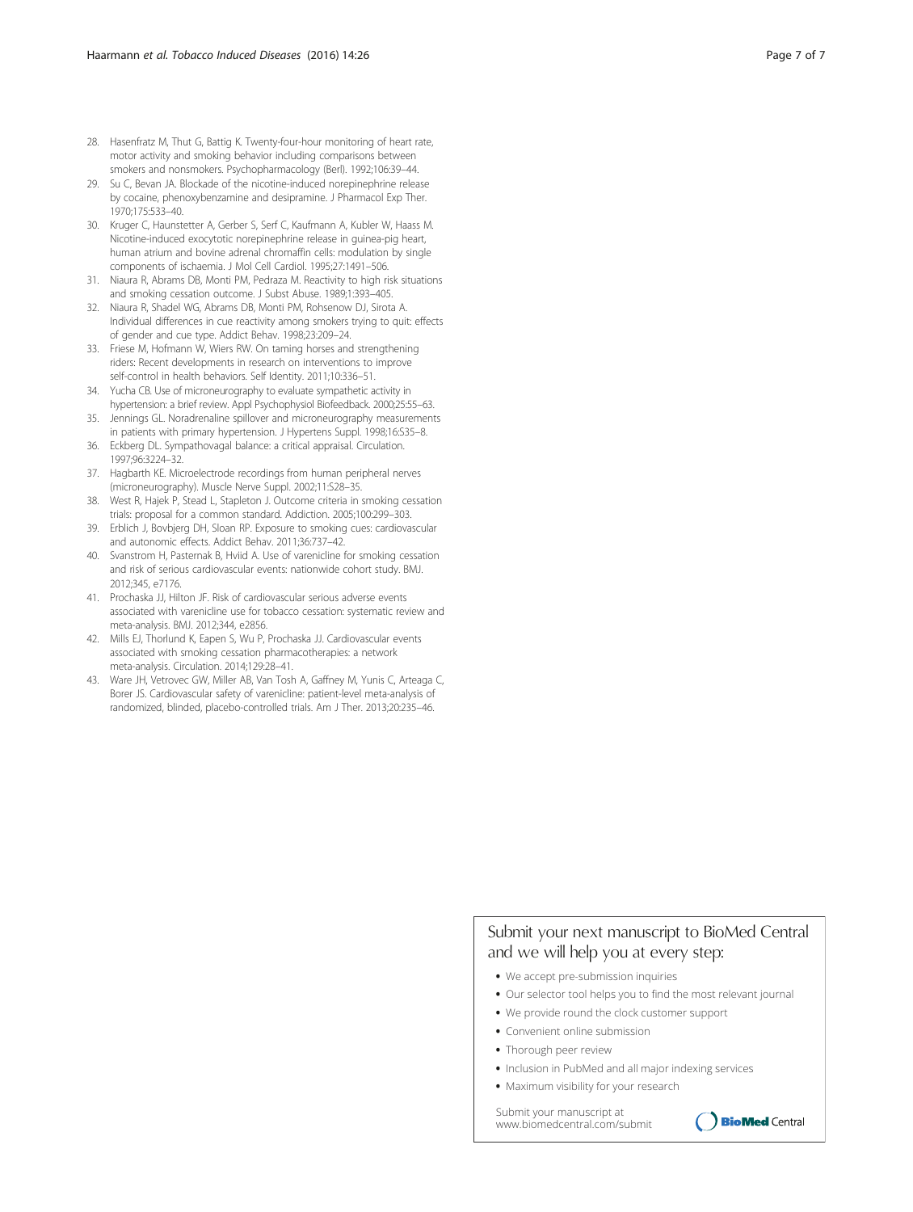28. Hasenfratz M, Thut G, Battig K. Twenty-four-hour monitoring of heart rate, motor activity and smoking behavior including comparisons between smokers and nonsmokers. Psychopharmacology (Berl). 1992;106:39–44.
29. Su C, Bevan JA. Blockade of the nicotine-induced norepinephrine release by cocaine, phenoxybenzamine and desipramine. J Pharmacol Exp Ther. 1970;175:533–40.
30. Kruger C, Haunstetter A, Gerber S, Serf C, Kaufmann A, Kubler W, Haass M. Nicotine-induced exocytotic norepinephrine release in guinea-pig heart, human atrium and bovine adrenal chromaffin cells: modulation by single components of ischaemia. J Mol Cell Cardiol. 1995;27:1491–506.
31. Niaura R, Abrams DB, Monti PM, Pedraza M. Reactivity to high risk situations and smoking cessation outcome. J Subst Abuse. 1989;1:393–405.
32. Niaura R, Shadel WG, Abrams DB, Monti PM, Rohsenow DJ, Sirota A. Individual differences in cue reactivity among smokers trying to quit: effects of gender and cue type. Addict Behav. 1998;23:209–24.
33. Friese M, Hofmann W, Wiers RW. On taming horses and strengthening riders: Recent developments in research on interventions to improve self-control in health behaviors. Self Identity. 2011;10:336–51.
34. Yucha CB. Use of microneurography to evaluate sympathetic activity in hypertension: a brief review. Appl Psychophysiol Biofeedback. 2000;25:55–63.
35. Jennings GL. Noradrenaline spillover and microneurography measurements in patients with primary hypertension. J Hypertens Suppl. 1998;16:S35–8.
36. Eckberg DL. Sympathovagal balance: a critical appraisal. Circulation. 1997;96:3224–32.
37. Hagbarth KE. Microelectrode recordings from human peripheral nerves (microneurography). Muscle Nerve Suppl. 2002;11:S28–35.
38. West R, Hajek P, Stead L, Stapleton J. Outcome criteria in smoking cessation trials: proposal for a common standard. Addiction. 2005;100:299–303.
39. Erblich J, Bovbjerg DH, Sloan RP. Exposure to smoking cues: cardiovascular and autonomic effects. Addict Behav. 2011;36:737–42.
40. Svanstrom H, Pasternak B, Hviid A. Use of varenicline for smoking cessation and risk of serious cardiovascular events: nationwide cohort study. BMJ. 2012;345, e7176.
41. Prochaska JJ, Hilton JF. Risk of cardiovascular serious adverse events associated with varenicline use for tobacco cessation: systematic review and meta-analysis. BMJ. 2012;344, e2856.
42. Mills EJ, Thorlund K, Eapen S, Wu P, Prochaska JJ. Cardiovascular events associated with smoking cessation pharmacotherapies: a network meta-analysis. Circulation. 2014;129:28–41.
43. Ware JH, Vetrovec GW, Miller AB, Van Tosh A, Gaffney M, Yunis C, Arteaga C, Borer JS. Cardiovascular safety of varenicline: patient-level meta-analysis of randomized, blinded, placebo-controlled trials. Am J Ther. 2013;20:235–46.

Submit your next manuscript to BioMed Central and we will help you at every step:

- We accept pre-submission inquiries
- Our selector tool helps you to find the most relevant journal
- We provide round the clock customer support
- Convenient online submission
- Thorough peer review
- Inclusion in PubMed and all major indexing services
- Maximum visibility for your research

Submit your manuscript at www.biomedcentral.com/submit

BioMed Central